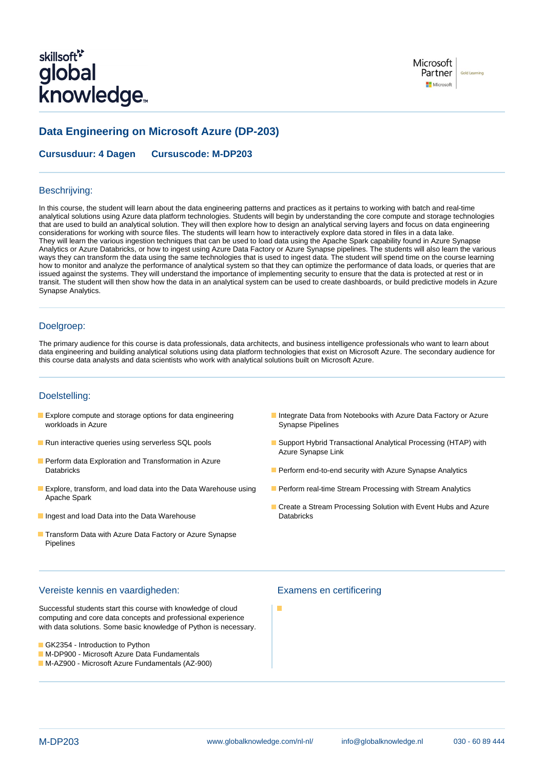# Data Engineering on Microsoft Azure (DP-203)

**Cursusduur: 4 Dagen** **Cursuscode: M-DP203**

## Beschrijving:

In this course, the student will learn about the data engineering patterns and practices as it pertains to working with batch and real-time analytical solutions using Azure data platform technologies. Students will begin by understanding the core compute and storage technologies that are used to build an analytical solution. They will then explore how to design an analytical serving layers and focus on data engineering considerations for working with source files. The students will learn how to interactively explore data stored in files in a data lake.
They will learn the various ingestion techniques that can be used to load data using the Apache Spark capability found in Azure Synapse Analytics or Azure Databricks, or how to ingest using Azure Data Factory or Azure Synapse pipelines. The students will also learn the various ways they can transform the data using the same technologies that is used to ingest data. The student will spend time on the course learning how to monitor and analyze the performance of analytical system so that they can optimize the performance of data loads, or queries that are issued against the systems. They will understand the importance of implementing security to ensure that the data is protected at rest or in transit. The student will then show how the data in an analytical system can be used to create dashboards, or build predictive models in Azure Synapse Analytics.

## Doelgroep:

The primary audience for this course is data professionals, data architects, and business intelligence professionals who want to learn about data engineering and building analytical solutions using data platform technologies that exist on Microsoft Azure. The secondary audience for this course data analysts and data scientists who work with analytical solutions built on Microsoft Azure.

## Doelstelling:

- Explore compute and storage options for data engineering workloads in Azure
- Run interactive queries using serverless SQL pools
- Perform data Exploration and Transformation in Azure Databricks
- Explore, transform, and load data into the Data Warehouse using Apache Spark
- Ingest and load Data into the Data Warehouse
- Transform Data with Azure Data Factory or Azure Synapse Pipelines
- Integrate Data from Notebooks with Azure Data Factory or Azure Synapse Pipelines
- Support Hybrid Transactional Analytical Processing (HTAP) with Azure Synapse Link
- Perform end-to-end security with Azure Synapse Analytics
- Perform real-time Stream Processing with Stream Analytics
- Create a Stream Processing Solution with Event Hubs and Azure Databricks

## Vereiste kennis en vaardigheden:

Successful students start this course with knowledge of cloud computing and core data concepts and professional experience with data solutions. Some basic knowledge of Python is necessary.

- GK2354 - Introduction to Python
- M-DP900 - Microsoft Azure Data Fundamentals
- M-AZ900 - Microsoft Azure Fundamentals (AZ-900)

## Examens en certificering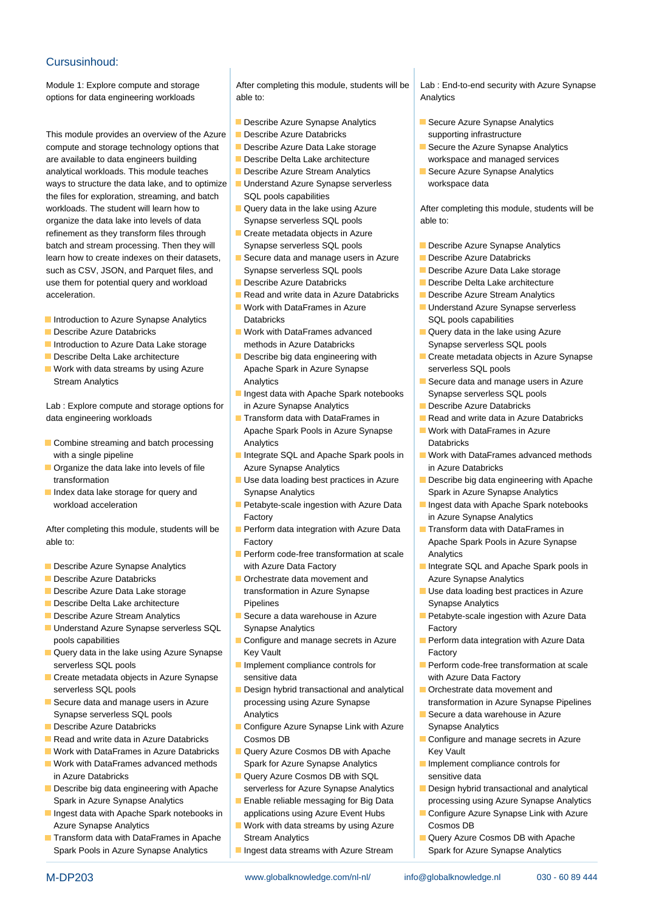## Cursusinhoud:

Module 1: Explore compute and storage options for data engineering workloads

This module provides an overview of the Azure compute and storage technology options that are available to data engineers building analytical workloads. This module teaches ways to structure the data lake, and to optimize the files for exploration, streaming, and batch workloads. The student will learn how to organize the data lake into levels of data refinement as they transform files through batch and stream processing. Then they will learn how to create indexes on their datasets, such as CSV, JSON, and Parquet files, and use them for potential query and workload acceleration.

- Introduction to Azure Synapse Analytics
- Describe Azure Databricks
- Introduction to Azure Data Lake storage
- Describe Delta Lake architecture
- Work with data streams by using Azure Stream Analytics

Lab : Explore compute and storage options for data engineering workloads

- Combine streaming and batch processing with a single pipeline
- Organize the data lake into levels of file transformation
- Index data lake storage for query and workload acceleration

After completing this module, students will be able to:

- Describe Azure Synapse Analytics
- Describe Azure Databricks
- Describe Azure Data Lake storage
- Describe Delta Lake architecture
- Describe Azure Stream Analytics
- Understand Azure Synapse serverless SQL pools capabilities
- Query data in the lake using Azure Synapse serverless SQL pools
- Create metadata objects in Azure Synapse serverless SQL pools
- Secure data and manage users in Azure Synapse serverless SQL pools
- Describe Azure Databricks
- Read and write data in Azure Databricks
- Work with DataFrames in Azure Databricks
- Work with DataFrames advanced methods in Azure Databricks
- Describe big data engineering with Apache Spark in Azure Synapse Analytics
- Ingest data with Apache Spark notebooks in Azure Synapse Analytics
- Transform data with DataFrames in Apache Spark Pools in Azure Synapse Analytics

After completing this module, students will be able to:

- Describe Azure Synapse Analytics
- Describe Azure Databricks
- Describe Azure Data Lake storage
- Describe Delta Lake architecture
- Describe Azure Stream Analytics
- Understand Azure Synapse serverless SQL pools capabilities
- Query data in the lake using Azure Synapse serverless SQL pools
- Create metadata objects in Azure Synapse serverless SQL pools
- Secure data and manage users in Azure Synapse serverless SQL pools
- Describe Azure Databricks
- Read and write data in Azure Databricks
- Work with DataFrames in Azure Databricks
- Work with DataFrames advanced methods in Azure Databricks
- Describe big data engineering with Apache Spark in Azure Synapse Analytics
- Ingest data with Apache Spark notebooks in Azure Synapse Analytics
- Transform data with DataFrames in Apache Spark Pools in Azure Synapse Analytics
- Integrate SQL and Apache Spark pools in Azure Synapse Analytics
- Use data loading best practices in Azure Synapse Analytics
- Petabyte-scale ingestion with Azure Data Factory
- Perform data integration with Azure Data Factory
- Perform code-free transformation at scale with Azure Data Factory
- Orchestrate data movement and transformation in Azure Synapse Pipelines
- Secure a data warehouse in Azure Synapse Analytics
- Configure and manage secrets in Azure Key Vault
- Implement compliance controls for sensitive data
- Design hybrid transactional and analytical processing using Azure Synapse Analytics
- Configure Azure Synapse Link with Azure Cosmos DB
- Query Azure Cosmos DB with Apache Spark for Azure Synapse Analytics
- Query Azure Cosmos DB with SQL serverless for Azure Synapse Analytics
- Enable reliable messaging for Big Data applications using Azure Event Hubs
- Work with data streams by using Azure Stream Analytics
- Ingest data streams with Azure Stream

Lab : End-to-end security with Azure Synapse Analytics

- Secure Azure Synapse Analytics supporting infrastructure
- Secure the Azure Synapse Analytics workspace and managed services
- Secure Azure Synapse Analytics workspace data

After completing this module, students will be able to:

- Describe Azure Synapse Analytics
- Describe Azure Data Lake storage
- Describe Delta Lake architecture
- Describe Azure Stream Analytics
- Understand Azure Synapse serverless SQL pools capabilities
- Query data in the lake using Azure Synapse serverless SQL pools
- Create metadata objects in Azure Synapse serverless SQL pools
- Secure data and manage users in Azure Synapse serverless SQL pools
- Describe Azure Databricks
- Read and write data in Azure Databricks
- Work with DataFrames in Azure Databricks
- Work with DataFrames advanced methods in Azure Databricks
- Describe big data engineering with Apache Spark in Azure Synapse Analytics
- Ingest data with Apache Spark notebooks in Azure Synapse Analytics
- Transform data with DataFrames in Apache Spark Pools in Azure Synapse Analytics
- Integrate SQL and Apache Spark pools in Azure Synapse Analytics
- Use data loading best practices in Azure Synapse Analytics
- Petabyte-scale ingestion with Azure Data Factory
- Perform data integration with Azure Data Factory
- Perform code-free transformation at scale with Azure Data Factory
- Orchestrate data movement and transformation in Azure Synapse Pipelines
- Secure a data warehouse in Azure Synapse Analytics
- Configure and manage secrets in Azure Key Vault
- Implement compliance controls for sensitive data
- Design hybrid transactional and analytical processing using Azure Synapse Analytics
- Configure Azure Synapse Link with Azure Cosmos DB
- Query Azure Cosmos DB with Apache Spark for Azure Synapse Analytics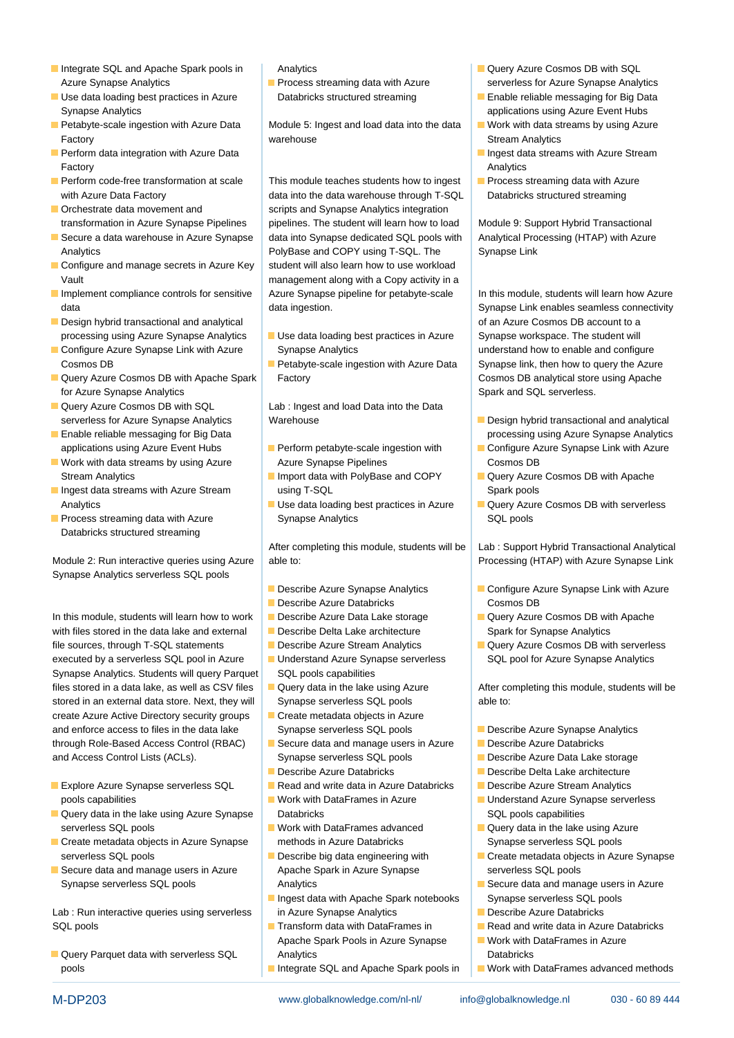- Integrate SQL and Apache Spark pools in Azure Synapse Analytics
- Use data loading best practices in Azure Synapse Analytics
- Petabyte-scale ingestion with Azure Data Factory
- Perform data integration with Azure Data Factory
- Perform code-free transformation at scale with Azure Data Factory
- Orchestrate data movement and transformation in Azure Synapse Pipelines
- Secure a data warehouse in Azure Synapse Analytics
- Configure and manage secrets in Azure Key Vault
- Implement compliance controls for sensitive data
- Design hybrid transactional and analytical processing using Azure Synapse Analytics
- Configure Azure Synapse Link with Azure Cosmos DB
- Query Azure Cosmos DB with Apache Spark for Azure Synapse Analytics
- Query Azure Cosmos DB with SQL serverless for Azure Synapse Analytics
- Enable reliable messaging for Big Data applications using Azure Event Hubs
- Work with data streams by using Azure Stream Analytics
- Ingest data streams with Azure Stream Analytics
- Process streaming data with Azure Databricks structured streaming

Module 2: Run interactive queries using Azure Synapse Analytics serverless SQL pools

In this module, students will learn how to work with files stored in the data lake and external file sources, through T-SQL statements executed by a serverless SQL pool in Azure Synapse Analytics. Students will query Parquet files stored in a data lake, as well as CSV files stored in an external data store. Next, they will create Azure Active Directory security groups and enforce access to files in the data lake through Role-Based Access Control (RBAC) and Access Control Lists (ACLs).

- Explore Azure Synapse serverless SQL pools capabilities
- Query data in the lake using Azure Synapse serverless SQL pools
- Create metadata objects in Azure Synapse serverless SQL pools
- Secure data and manage users in Azure Synapse serverless SQL pools

Lab : Run interactive queries using serverless SQL pools

- Query Parquet data with serverless SQL pools

Analytics

- Process streaming data with Azure Databricks structured streaming

Module 5: Ingest and load data into the data warehouse

This module teaches students how to ingest data into the data warehouse through T-SQL scripts and Synapse Analytics integration pipelines. The student will learn how to load data into Synapse dedicated SQL pools with PolyBase and COPY using T-SQL. The student will also learn how to use workload management along with a Copy activity in a Azure Synapse pipeline for petabyte-scale data ingestion.

- Use data loading best practices in Azure Synapse Analytics
- Petabyte-scale ingestion with Azure Data Factory

Lab : Ingest and load Data into the Data Warehouse

- Perform petabyte-scale ingestion with Azure Synapse Pipelines
- Import data with PolyBase and COPY using T-SQL
- Use data loading best practices in Azure Synapse Analytics

After completing this module, students will be able to:

- Describe Azure Synapse Analytics
- Describe Azure Databricks
- Describe Azure Data Lake storage
- Describe Delta Lake architecture
- Describe Azure Stream Analytics
- Understand Azure Synapse serverless SQL pools capabilities
- Query data in the lake using Azure Synapse serverless SQL pools
- Create metadata objects in Azure Synapse serverless SQL pools
- Secure data and manage users in Azure Synapse serverless SQL pools
- Describe Azure Databricks
- Read and write data in Azure Databricks
- Work with DataFrames in Azure Databricks
- Work with DataFrames advanced methods in Azure Databricks
- Describe big data engineering with Apache Spark in Azure Synapse Analytics
- Ingest data with Apache Spark notebooks in Azure Synapse Analytics
- Transform data with DataFrames in Apache Spark Pools in Azure Synapse Analytics
- Integrate SQL and Apache Spark pools in

- Query Azure Cosmos DB with SQL serverless for Azure Synapse Analytics
- Enable reliable messaging for Big Data applications using Azure Event Hubs
- Work with data streams by using Azure Stream Analytics
- Ingest data streams with Azure Stream Analytics
- Process streaming data with Azure Databricks structured streaming

Module 9: Support Hybrid Transactional Analytical Processing (HTAP) with Azure Synapse Link

In this module, students will learn how Azure Synapse Link enables seamless connectivity of an Azure Cosmos DB account to a Synapse workspace. The student will understand how to enable and configure Synapse link, then how to query the Azure Cosmos DB analytical store using Apache Spark and SQL serverless.

- Design hybrid transactional and analytical processing using Azure Synapse Analytics
- Configure Azure Synapse Link with Azure Cosmos DB
- Query Azure Cosmos DB with Apache Spark pools
- Query Azure Cosmos DB with serverless SQL pools

Lab : Support Hybrid Transactional Analytical Processing (HTAP) with Azure Synapse Link

- Configure Azure Synapse Link with Azure Cosmos DB
- Query Azure Cosmos DB with Apache Spark for Synapse Analytics
- Query Azure Cosmos DB with serverless SQL pool for Azure Synapse Analytics

After completing this module, students will be able to:

- Describe Azure Synapse Analytics
- Describe Azure Databricks
- Describe Azure Data Lake storage
- Describe Delta Lake architecture
- Describe Azure Stream Analytics
- Understand Azure Synapse serverless SQL pools capabilities
- Query data in the lake using Azure Synapse serverless SQL pools
- Create metadata objects in Azure Synapse serverless SQL pools
- Secure data and manage users in Azure Synapse serverless SQL pools
- Describe Azure Databricks
- Read and write data in Azure Databricks
- Work with DataFrames in Azure Databricks
- Work with DataFrames advanced methods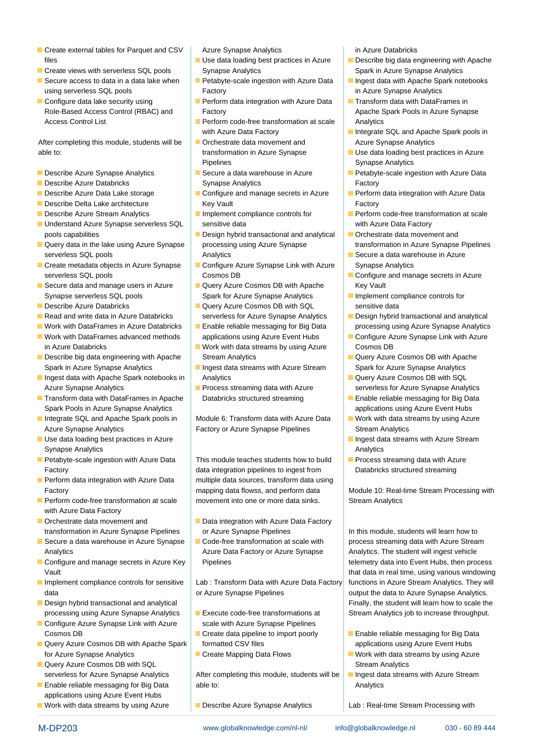- Create external tables for Parquet and CSV files
- Create views with serverless SQL pools
- Secure access to data in a data lake when using serverless SQL pools
- Configure data lake security using Role-Based Access Control (RBAC) and Access Control List

After completing this module, students will be able to:

- Describe Azure Synapse Analytics
- Describe Azure Databricks
- Describe Azure Data Lake storage
- Describe Delta Lake architecture
- Describe Azure Stream Analytics
- Understand Azure Synapse serverless SQL pools capabilities
- Query data in the lake using Azure Synapse serverless SQL pools
- Create metadata objects in Azure Synapse serverless SQL pools
- Secure data and manage users in Azure Synapse serverless SQL pools
- Describe Azure Databricks
- Read and write data in Azure Databricks
- Work with DataFrames in Azure Databricks
- Work with DataFrames advanced methods in Azure Databricks
- Describe big data engineering with Apache Spark in Azure Synapse Analytics
- Ingest data with Apache Spark notebooks in Azure Synapse Analytics
- Transform data with DataFrames in Apache Spark Pools in Azure Synapse Analytics
- Integrate SQL and Apache Spark pools in Azure Synapse Analytics
- Use data loading best practices in Azure Synapse Analytics
- Petabyte-scale ingestion with Azure Data Factory
- Perform data integration with Azure Data Factory
- Perform code-free transformation at scale with Azure Data Factory
- Orchestrate data movement and transformation in Azure Synapse Pipelines
- Secure a data warehouse in Azure Synapse Analytics
- Configure and manage secrets in Azure Key Vault
- Implement compliance controls for sensitive data
- Design hybrid transactional and analytical processing using Azure Synapse Analytics
- Configure Azure Synapse Link with Azure Cosmos DB
- Query Azure Cosmos DB with Apache Spark for Azure Synapse Analytics
- Query Azure Cosmos DB with SQL serverless for Azure Synapse Analytics
- Enable reliable messaging for Big Data applications using Azure Event Hubs
- Work with data streams by using Azure Stream Analytics
- Use data loading best practices in Azure Synapse Analytics
- Petabyte-scale ingestion with Azure Data Factory
- Perform data integration with Azure Data Factory
- Perform code-free transformation at scale with Azure Data Factory
- Orchestrate data movement and transformation in Azure Synapse Pipelines
- Secure a data warehouse in Azure Synapse Analytics
- Configure and manage secrets in Azure Key Vault
- Implement compliance controls for sensitive data
- Design hybrid transactional and analytical processing using Azure Synapse Analytics
- Configure Azure Synapse Link with Azure Cosmos DB
- Query Azure Cosmos DB with Apache Spark for Azure Synapse Analytics
- Query Azure Cosmos DB with SQL serverless for Azure Synapse Analytics
- Enable reliable messaging for Big Data applications using Azure Event Hubs
- Work with data streams by using Azure Stream Analytics
- Ingest data streams with Azure Stream Analytics
- Process streaming data with Azure Databricks structured streaming

Module 6: Transform data with Azure Data Factory or Azure Synapse Pipelines

This module teaches students how to build data integration pipelines to ingest from multiple data sources, transform data using mapping data flowss, and perform data movement into one or more data sinks.

- Data integration with Azure Data Factory or Azure Synapse Pipelines
- Code-free transformation at scale with Azure Data Factory or Azure Synapse Pipelines

Lab : Transform Data with Azure Data Factory or Azure Synapse Pipelines

- Execute code-free transformations at scale with Azure Synapse Pipelines
- Create data pipeline to import poorly formatted CSV files
- Create Mapping Data Flows

After completing this module, students will be able to:

- Describe Azure Synapse Analytics
- Describe Azure Databricks
- Describe big data engineering with Apache Spark in Azure Synapse Analytics
- Ingest data with Apache Spark notebooks in Azure Synapse Analytics
- Transform data with DataFrames in Apache Spark Pools in Azure Synapse Analytics
- Integrate SQL and Apache Spark pools in Azure Synapse Analytics
- Use data loading best practices in Azure Synapse Analytics
- Petabyte-scale ingestion with Azure Data Factory
- Perform data integration with Azure Data Factory
- Perform code-free transformation at scale with Azure Data Factory
- Orchestrate data movement and transformation in Azure Synapse Pipelines
- Secure a data warehouse in Azure Synapse Analytics
- Configure and manage secrets in Azure Key Vault
- Implement compliance controls for sensitive data
- Design hybrid transactional and analytical processing using Azure Synapse Analytics
- Configure Azure Synapse Link with Azure Cosmos DB
- Query Azure Cosmos DB with Apache Spark for Azure Synapse Analytics
- Query Azure Cosmos DB with SQL serverless for Azure Synapse Analytics
- Enable reliable messaging for Big Data applications using Azure Event Hubs
- Work with data streams by using Azure Stream Analytics
- Ingest data streams with Azure Stream Analytics
- Process streaming data with Azure Databricks structured streaming

Module 10: Real-time Stream Processing with Stream Analytics

In this module, students will learn how to process streaming data with Azure Stream Analytics. The student will ingest vehicle telemetry data into Event Hubs, then process that data in real time, using various windowing functions in Azure Stream Analytics. They will output the data to Azure Synapse Analytics. Finally, the student will learn how to scale the Stream Analytics job to increase throughput.

- Enable reliable messaging for Big Data applications using Azure Event Hubs
- Work with data streams by using Azure Stream Analytics
- Ingest data streams with Azure Stream Analytics

Lab : Real-time Stream Processing with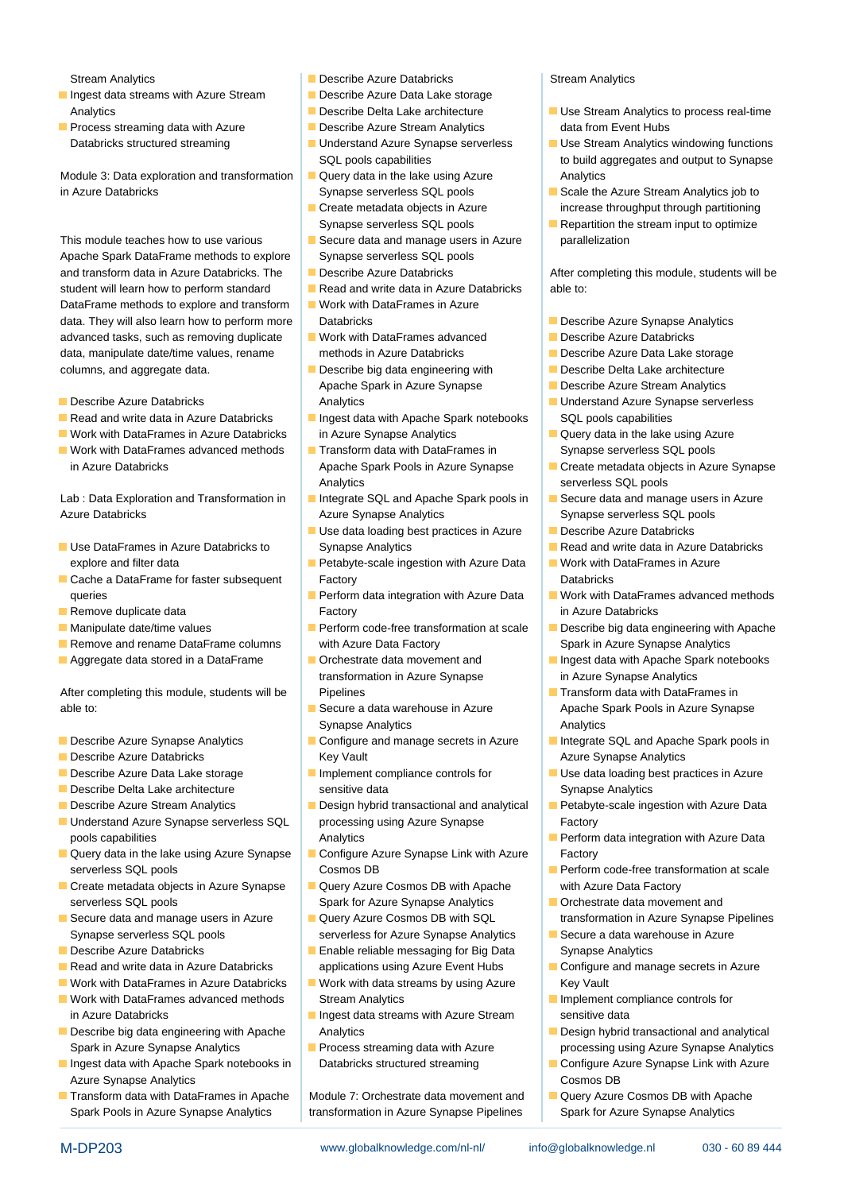Stream Analytics

- Ingest data streams with Azure Stream Analytics
- Process streaming data with Azure Databricks structured streaming

Module 3: Data exploration and transformation in Azure Databricks

This module teaches how to use various Apache Spark DataFrame methods to explore and transform data in Azure Databricks. The student will learn how to perform standard DataFrame methods to explore and transform data. They will also learn how to perform more advanced tasks, such as removing duplicate data, manipulate date/time values, rename columns, and aggregate data.

- Describe Azure Databricks
- Read and write data in Azure Databricks
- Work with DataFrames in Azure Databricks
- Work with DataFrames advanced methods in Azure Databricks

Lab : Data Exploration and Transformation in Azure Databricks

- Use DataFrames in Azure Databricks to explore and filter data
- Cache a DataFrame for faster subsequent queries
- Remove duplicate data
- Manipulate date/time values
- Remove and rename DataFrame columns
- Aggregate data stored in a DataFrame

After completing this module, students will be able to:

- Describe Azure Synapse Analytics
- Describe Azure Databricks
- Describe Azure Data Lake storage
- Describe Delta Lake architecture
- Describe Azure Stream Analytics
- Understand Azure Synapse serverless SQL pools capabilities
- Query data in the lake using Azure Synapse serverless SQL pools
- Create metadata objects in Azure Synapse serverless SQL pools
- Secure data and manage users in Azure Synapse serverless SQL pools
- Describe Azure Databricks
- Read and write data in Azure Databricks
- Work with DataFrames in Azure Databricks
- Work with DataFrames advanced methods in Azure Databricks
- Describe big data engineering with Apache Spark in Azure Synapse Analytics
- Ingest data with Apache Spark notebooks in Azure Synapse Analytics
- Transform data with DataFrames in Apache Spark Pools in Azure Synapse Analytics
- Describe Azure Databricks
- Describe Azure Data Lake storage
- Describe Delta Lake architecture
- Describe Azure Stream Analytics
- Understand Azure Synapse serverless SQL pools capabilities
- Query data in the lake using Azure Synapse serverless SQL pools
- Create metadata objects in Azure Synapse serverless SQL pools
- Secure data and manage users in Azure Synapse serverless SQL pools
- Describe Azure Databricks
- Read and write data in Azure Databricks
- Work with DataFrames in Azure Databricks
- Work with DataFrames advanced methods in Azure Databricks
- Describe big data engineering with Apache Spark in Azure Synapse Analytics
- Ingest data with Apache Spark notebooks in Azure Synapse Analytics
- Transform data with DataFrames in Apache Spark Pools in Azure Synapse Analytics
- Integrate SQL and Apache Spark pools in Azure Synapse Analytics
- Use data loading best practices in Azure Synapse Analytics
- Petabyte-scale ingestion with Azure Data Factory
- Perform data integration with Azure Data Factory
- Perform code-free transformation at scale with Azure Data Factory
- Orchestrate data movement and transformation in Azure Synapse Pipelines
- Secure a data warehouse in Azure Synapse Analytics
- Configure and manage secrets in Azure Key Vault
- Implement compliance controls for sensitive data
- Design hybrid transactional and analytical processing using Azure Synapse Analytics
- Configure Azure Synapse Link with Azure Cosmos DB
- Query Azure Cosmos DB with Apache Spark for Azure Synapse Analytics
- Query Azure Cosmos DB with SQL serverless for Azure Synapse Analytics
- Enable reliable messaging for Big Data applications using Azure Event Hubs
- Work with data streams by using Azure Stream Analytics
- Ingest data streams with Azure Stream Analytics
- Process streaming data with Azure Databricks structured streaming

Module 7: Orchestrate data movement and transformation in Azure Synapse Pipelines

Stream Analytics

- Use Stream Analytics to process real-time data from Event Hubs
- Use Stream Analytics windowing functions to build aggregates and output to Synapse Analytics
- Scale the Azure Stream Analytics job to increase throughput through partitioning
- Repartition the stream input to optimize parallelization

After completing this module, students will be able to:

- Describe Azure Synapse Analytics
- Describe Azure Databricks
- Describe Azure Data Lake storage
- Describe Delta Lake architecture
- Describe Azure Stream Analytics
- Understand Azure Synapse serverless SQL pools capabilities
- Query data in the lake using Azure Synapse serverless SQL pools
- Create metadata objects in Azure Synapse serverless SQL pools
- Secure data and manage users in Azure Synapse serverless SQL pools
- Describe Azure Databricks
- Read and write data in Azure Databricks
- Work with DataFrames in Azure Databricks
- Work with DataFrames advanced methods in Azure Databricks
- Describe big data engineering with Apache Spark in Azure Synapse Analytics
- Ingest data with Apache Spark notebooks in Azure Synapse Analytics
- Transform data with DataFrames in Apache Spark Pools in Azure Synapse Analytics
- Integrate SQL and Apache Spark pools in Azure Synapse Analytics
- Use data loading best practices in Azure Synapse Analytics
- Petabyte-scale ingestion with Azure Data Factory
- Perform data integration with Azure Data Factory
- Perform code-free transformation at scale with Azure Data Factory
- Orchestrate data movement and transformation in Azure Synapse Pipelines
- Secure a data warehouse in Azure Synapse Analytics
- Configure and manage secrets in Azure Key Vault
- Implement compliance controls for sensitive data
- Design hybrid transactional and analytical processing using Azure Synapse Analytics
- Configure Azure Synapse Link with Azure Cosmos DB
- Query Azure Cosmos DB with Apache Spark for Azure Synapse Analytics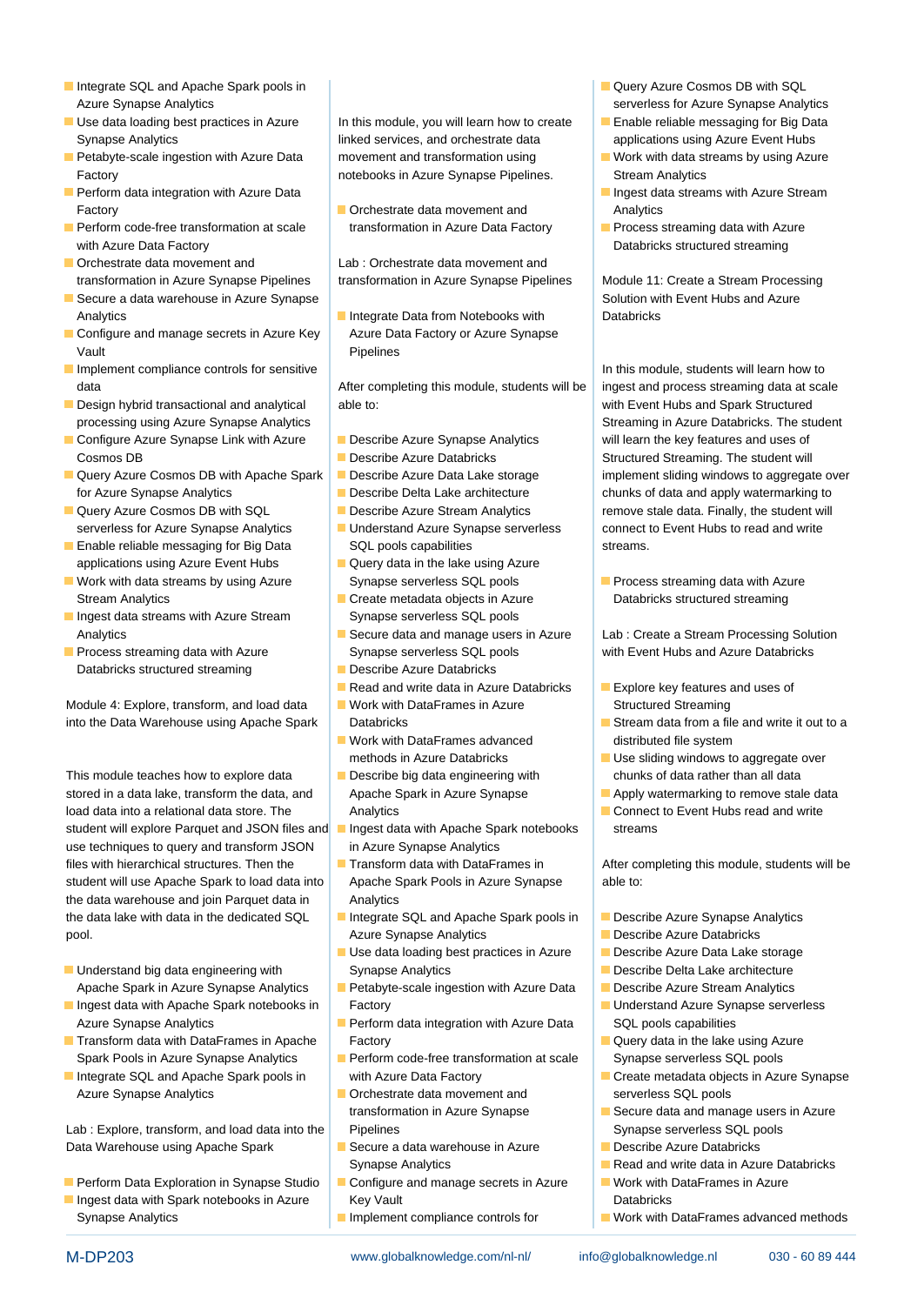- Integrate SQL and Apache Spark pools in Azure Synapse Analytics
- Use data loading best practices in Azure Synapse Analytics
- Petabyte-scale ingestion with Azure Data Factory
- Perform data integration with Azure Data Factory
- Perform code-free transformation at scale with Azure Data Factory
- Orchestrate data movement and transformation in Azure Synapse Pipelines
- Secure a data warehouse in Azure Synapse Analytics
- Configure and manage secrets in Azure Key Vault
- Implement compliance controls for sensitive data
- Design hybrid transactional and analytical processing using Azure Synapse Analytics
- Configure Azure Synapse Link with Azure Cosmos DB
- Query Azure Cosmos DB with Apache Spark for Azure Synapse Analytics
- Query Azure Cosmos DB with SQL serverless for Azure Synapse Analytics
- Enable reliable messaging for Big Data applications using Azure Event Hubs
- Work with data streams by using Azure Stream Analytics
- Ingest data streams with Azure Stream Analytics
- Process streaming data with Azure Databricks structured streaming

Module 4: Explore, transform, and load data into the Data Warehouse using Apache Spark

This module teaches how to explore data stored in a data lake, transform the data, and load data into a relational data store. The student will explore Parquet and JSON files and use techniques to query and transform JSON files with hierarchical structures. Then the student will use Apache Spark to load data into the data warehouse and join Parquet data in the data lake with data in the dedicated SQL pool.

- Understand big data engineering with Apache Spark in Azure Synapse Analytics
- Ingest data with Apache Spark notebooks in Azure Synapse Analytics
- Transform data with DataFrames in Apache Spark Pools in Azure Synapse Analytics
- Integrate SQL and Apache Spark pools in Azure Synapse Analytics

Lab : Explore, transform, and load data into the Data Warehouse using Apache Spark

- Perform Data Exploration in Synapse Studio
- Ingest data with Spark notebooks in Azure Synapse Analytics

In this module, you will learn how to create linked services, and orchestrate data movement and transformation using notebooks in Azure Synapse Pipelines.

- Orchestrate data movement and transformation in Azure Data Factory

Lab : Orchestrate data movement and transformation in Azure Synapse Pipelines

- Integrate Data from Notebooks with Azure Data Factory or Azure Synapse Pipelines

After completing this module, students will be able to:

- Describe Azure Synapse Analytics
- Describe Azure Databricks
- Describe Azure Data Lake storage
- Describe Delta Lake architecture
- Describe Azure Stream Analytics
- Understand Azure Synapse serverless SQL pools capabilities
- Query data in the lake using Azure Synapse serverless SQL pools
- Create metadata objects in Azure Synapse serverless SQL pools
- Secure data and manage users in Azure Synapse serverless SQL pools
- Describe Azure Databricks
- Read and write data in Azure Databricks
- Work with DataFrames in Azure Databricks
- Work with DataFrames advanced methods in Azure Databricks
- Describe big data engineering with Apache Spark in Azure Synapse Analytics
- Ingest data with Apache Spark notebooks in Azure Synapse Analytics
- Transform data with DataFrames in Apache Spark Pools in Azure Synapse Analytics
- Integrate SQL and Apache Spark pools in Azure Synapse Analytics
- Use data loading best practices in Azure Synapse Analytics
- Petabyte-scale ingestion with Azure Data Factory
- Perform data integration with Azure Data Factory
- Perform code-free transformation at scale with Azure Data Factory
- Orchestrate data movement and transformation in Azure Synapse Pipelines
- Secure a data warehouse in Azure Synapse Analytics
- Configure and manage secrets in Azure Key Vault
- Implement compliance controls for

- Query Azure Cosmos DB with SQL serverless for Azure Synapse Analytics
- Enable reliable messaging for Big Data applications using Azure Event Hubs
- Work with data streams by using Azure Stream Analytics
- Ingest data streams with Azure Stream Analytics
- Process streaming data with Azure Databricks structured streaming

Module 11: Create a Stream Processing Solution with Event Hubs and Azure Databricks

In this module, students will learn how to ingest and process streaming data at scale with Event Hubs and Spark Structured Streaming in Azure Databricks. The student will learn the key features and uses of Structured Streaming. The student will implement sliding windows to aggregate over chunks of data and apply watermarking to remove stale data. Finally, the student will connect to Event Hubs to read and write streams.

- Process streaming data with Azure Databricks structured streaming

Lab : Create a Stream Processing Solution with Event Hubs and Azure Databricks

- Explore key features and uses of Structured Streaming
- Stream data from a file and write it out to a distributed file system
- Use sliding windows to aggregate over chunks of data rather than all data
- Apply watermarking to remove stale data
- Connect to Event Hubs read and write streams

After completing this module, students will be able to:

- Describe Azure Synapse Analytics
- Describe Azure Databricks
- Describe Azure Data Lake storage
- Describe Delta Lake architecture
- Describe Azure Stream Analytics
- Understand Azure Synapse serverless SQL pools capabilities
- Query data in the lake using Azure Synapse serverless SQL pools
- Create metadata objects in Azure Synapse serverless SQL pools
- Secure data and manage users in Azure Synapse serverless SQL pools
- Describe Azure Databricks
- Read and write data in Azure Databricks
- Work with DataFrames in Azure Databricks
- Work with DataFrames advanced methods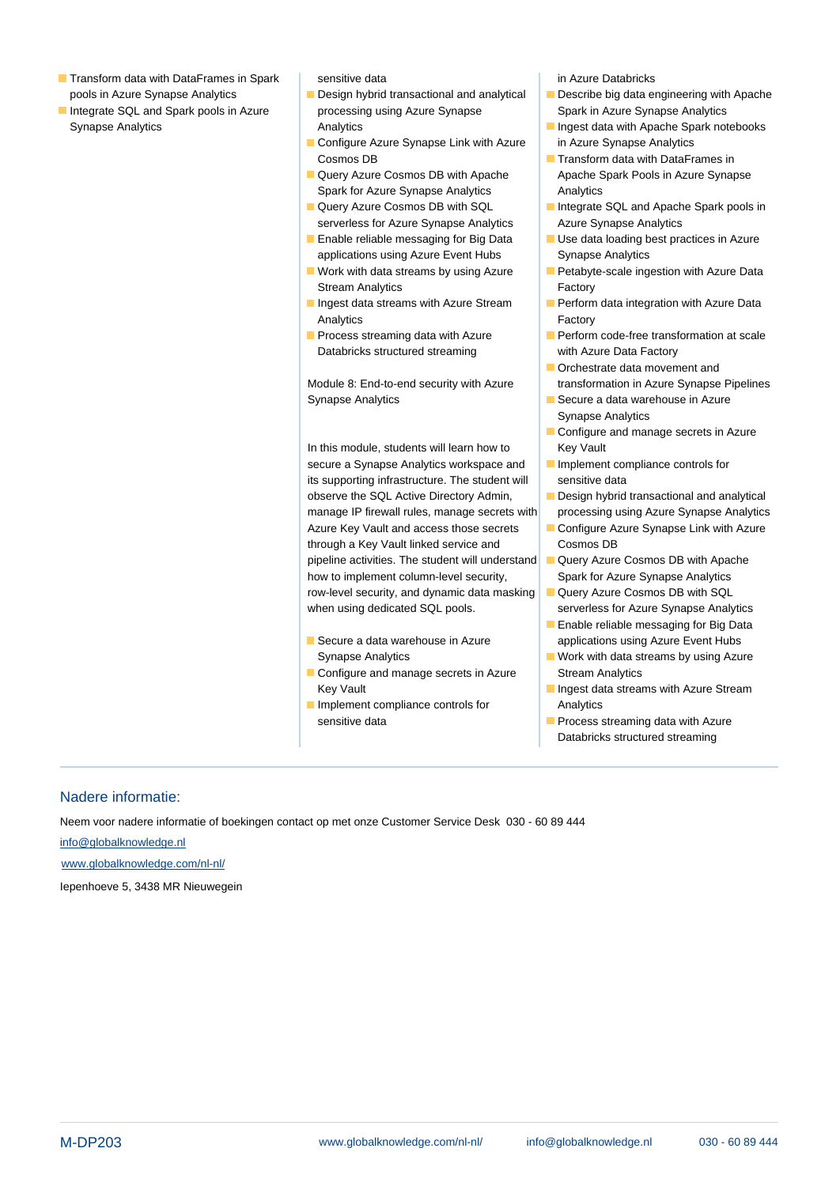- Transform data with DataFrames in Spark pools in Azure Synapse Analytics
- Integrate SQL and Spark pools in Azure Synapse Analytics

sensitive data

- Design hybrid transactional and analytical processing using Azure Synapse Analytics
- Configure Azure Synapse Link with Azure Cosmos DB
- Query Azure Cosmos DB with Apache Spark for Azure Synapse Analytics
- Query Azure Cosmos DB with SQL serverless for Azure Synapse Analytics
- Enable reliable messaging for Big Data applications using Azure Event Hubs
- Work with data streams by using Azure Stream Analytics
- Ingest data streams with Azure Stream Analytics
- Process streaming data with Azure Databricks structured streaming

Module 8: End-to-end security with Azure Synapse Analytics

In this module, students will learn how to secure a Synapse Analytics workspace and its supporting infrastructure. The student will observe the SQL Active Directory Admin, manage IP firewall rules, manage secrets with Azure Key Vault and access those secrets through a Key Vault linked service and pipeline activities. The student will understand how to implement column-level security, row-level security, and dynamic data masking when using dedicated SQL pools.

- Secure a data warehouse in Azure Synapse Analytics
- Configure and manage secrets in Azure Key Vault
- Implement compliance controls for sensitive data

in Azure Databricks

- Describe big data engineering with Apache Spark in Azure Synapse Analytics
- Ingest data with Apache Spark notebooks in Azure Synapse Analytics
- Transform data with DataFrames in Apache Spark Pools in Azure Synapse Analytics
- Integrate SQL and Apache Spark pools in Azure Synapse Analytics
- Use data loading best practices in Azure Synapse Analytics
- Petabyte-scale ingestion with Azure Data Factory
- Perform data integration with Azure Data Factory
- Perform code-free transformation at scale with Azure Data Factory
- Orchestrate data movement and transformation in Azure Synapse Pipelines
- Secure a data warehouse in Azure Synapse Analytics
- Configure and manage secrets in Azure Key Vault
- Implement compliance controls for sensitive data
- Design hybrid transactional and analytical processing using Azure Synapse Analytics
- Configure Azure Synapse Link with Azure Cosmos DB
- Query Azure Cosmos DB with Apache Spark for Azure Synapse Analytics
- Query Azure Cosmos DB with SQL serverless for Azure Synapse Analytics
- Enable reliable messaging for Big Data applications using Azure Event Hubs
- Work with data streams by using Azure Stream Analytics
- Ingest data streams with Azure Stream Analytics
- Process streaming data with Azure Databricks structured streaming

## Nadere informatie:

Neem voor nadere informatie of boekingen contact op met onze Customer Service Desk 030 - 60 89 444

info@globalknowledge.nl

www.globalknowledge.com/nl-nl/

Iepenhoeve 5, 3438 MR Nieuwegein